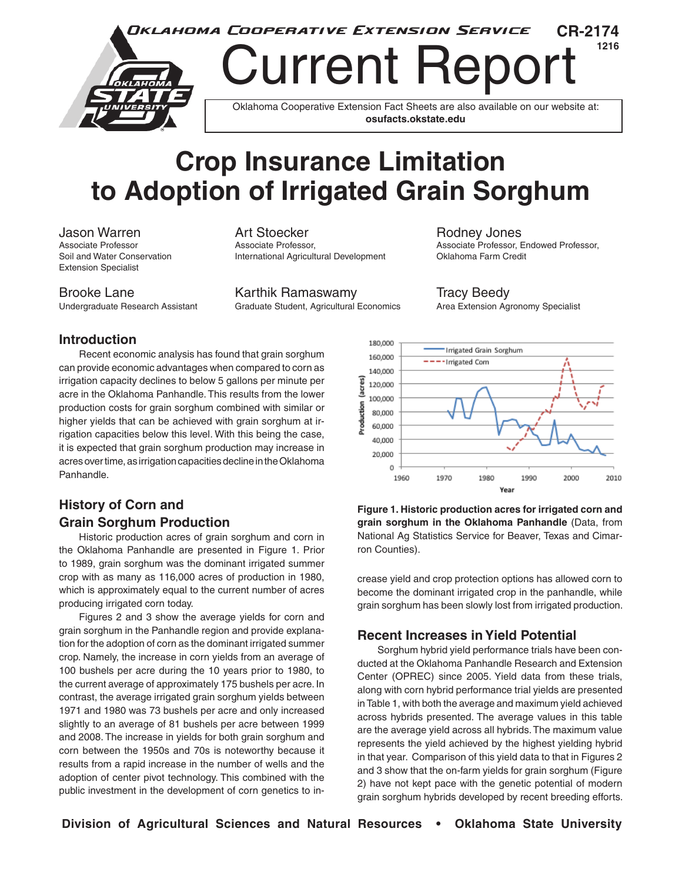Oklahoma Cooperative Extension Service

CR-2174
1216

# Current Report

Oklahoma Cooperative Extension Fact Sheets are also available on our website at:
**osufacts.okstate.edu**

# Crop Insurance Limitation to Adoption of Irrigated Grain Sorghum

**Jason Warren**
Associate Professor
Soil and Water Conservation
Extension Specialist

**Art Stoecker**
Associate Professor,
International Agricultural Development

**Rodney Jones**
Associate Professor, Endowed Professor,
Oklahoma Farm Credit

**Brooke Lane**
Undergraduate Research Assistant

**Karthik Ramaswamy**
Graduate Student, Agricultural Economics

**Tracy Beedy**
Area Extension Agronomy Specialist

## Introduction

Recent economic analysis has found that grain sorghum can provide economic advantages when compared to corn as irrigation capacity declines to below 5 gallons per minute per acre in the Oklahoma Panhandle. This results from the lower production costs for grain sorghum combined with similar or higher yields that can be achieved with grain sorghum at irrigation capacities below this level. With this being the case, it is expected that grain sorghum production may increase in acres over time, as irrigation capacities decline in the Oklahoma Panhandle.

## History of Corn and Grain Sorghum Production

Historic production acres of grain sorghum and corn in the Oklahoma Panhandle are presented in Figure 1. Prior to 1989, grain sorghum was the dominant irrigated summer crop with as many as 116,000 acres of production in 1980, which is approximately equal to the current number of acres producing irrigated corn today.

Figures 2 and 3 show the average yields for corn and grain sorghum in the Panhandle region and provide explanation for the adoption of corn as the dominant irrigated summer crop. Namely, the increase in corn yields from an average of 100 bushels per acre during the 10 years prior to 1980, to the current average of approximately 175 bushels per acre. In contrast, the average irrigated grain sorghum yields between 1971 and 1980 was 73 bushels per acre and only increased slightly to an average of 81 bushels per acre between 1999 and 2008. The increase in yields for both grain sorghum and corn between the 1950s and 70s is noteworthy because it results from a rapid increase in the number of wells and the adoption of center pivot technology. This combined with the public investment in the development of corn genetics to increase yield and crop protection options has allowed corn to become the dominant irrigated crop in the panhandle, while grain sorghum has been slowly lost from irrigated production.

**Figure 1. Historic production acres for irrigated corn and grain sorghum in the Oklahoma Panhandle** (Data, from National Ag Statistics Service for Beaver, Texas and Cimarron Counties).

## Recent Increases in Yield Potential

Sorghum hybrid yield performance trials have been conducted at the Oklahoma Panhandle Research and Extension Center (OPREC) since 2005. Yield data from these trials, along with corn hybrid performance trial yields are presented in Table 1, with both the average and maximum yield achieved across hybrids presented. The average values in this table are the average yield across all hybrids. The maximum value represents the yield achieved by the highest yielding hybrid in that year. Comparison of this yield data to that in Figures 2 and 3 show that the on-farm yields for grain sorghum (Figure 2) have not kept pace with the genetic potential of modern grain sorghum hybrids developed by recent breeding efforts.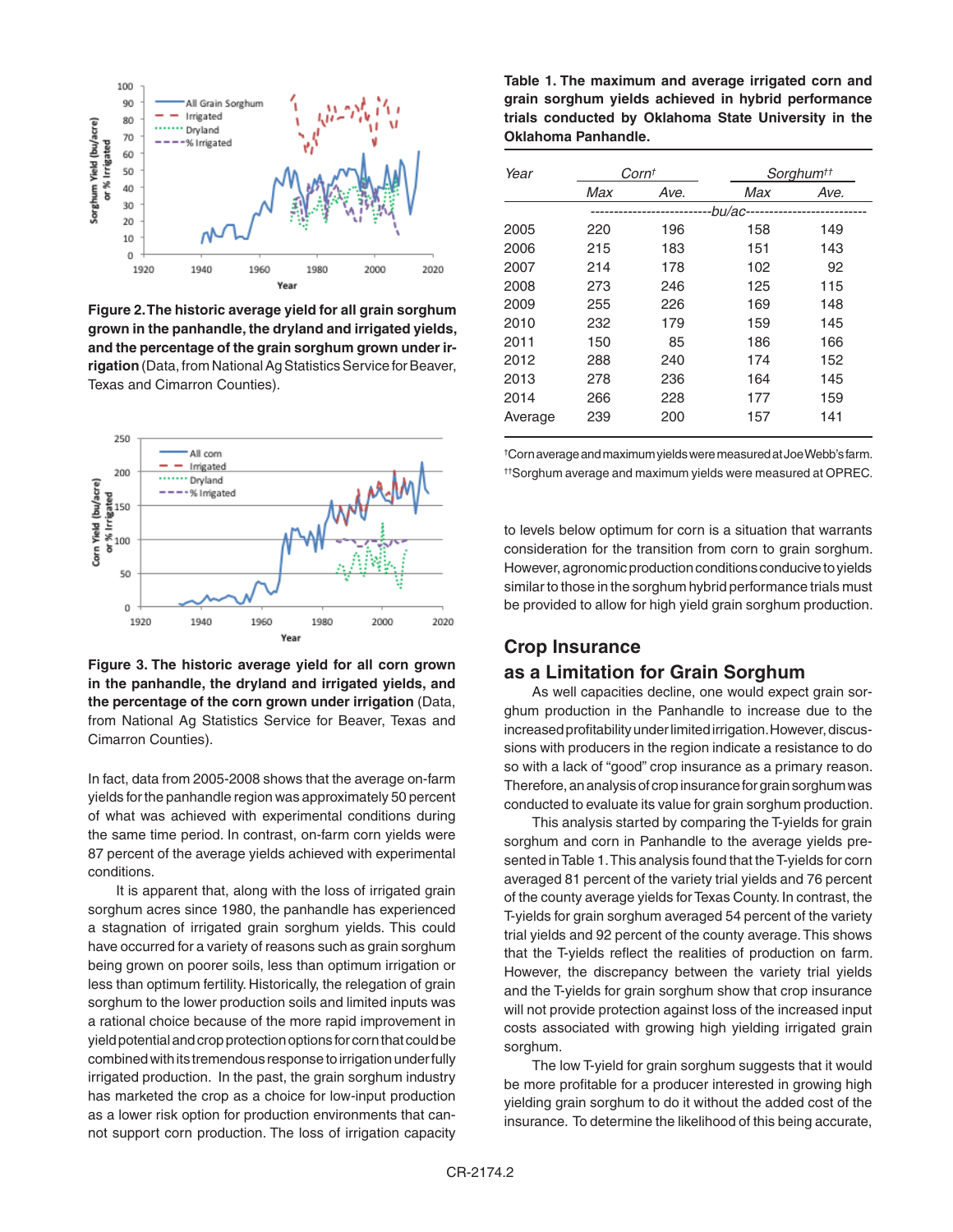**Figure 2. The historic average yield for all grain sorghum grown in the panhandle, the dryland and irrigated yields, and the percentage of the grain sorghum grown under irrigation** (Data, from National Ag Statistics Service for Beaver, Texas and Cimarron Counties).

**Figure 3. The historic average yield for all corn grown in the panhandle, the dryland and irrigated yields, and the percentage of the corn grown under irrigation** (Data, from National Ag Statistics Service for Beaver, Texas and Cimarron Counties).

In fact, data from 2005-2008 shows that the average on-farm yields for the panhandle region was approximately 50 percent of what was achieved with experimental conditions during the same time period. In contrast, on-farm corn yields were 87 percent of the average yields achieved with experimental conditions.

It is apparent that, along with the loss of irrigated grain sorghum acres since 1980, the panhandle has experienced a stagnation of irrigated grain sorghum yields. This could have occurred for a variety of reasons such as grain sorghum being grown on poorer soils, less than optimum irrigation or less than optimum fertility. Historically, the relegation of grain sorghum to the lower production soils and limited inputs was a rational choice because of the more rapid improvement in yield potential and crop protection options for corn that could be combined with its tremendous response to irrigation under fully irrigated production. In the past, the grain sorghum industry has marketed the crop as a choice for low-input production as a lower risk option for production environments that cannot support corn production. The loss of irrigation capacity to levels below optimum for corn is a situation that warrants consideration for the transition from corn to grain sorghum. However, agronomic production conditions conducive to yields similar to those in the sorghum hybrid performance trials must be provided to allow for high yield grain sorghum production.

**Table 1. The maximum and average irrigated corn and grain sorghum yields achieved in hybrid performance trials conducted by Oklahoma State University in the Oklahoma Panhandle.**

| Year | Corn† | | Sorghum†† | |
|---|---|---|---|---|
| | Max | Ave. | Max | Ave. |
| | bu/ac | | | |
| 2005 | 220 | 196 | 158 | 149 |
| 2006 | 215 | 183 | 151 | 143 |
| 2007 | 214 | 178 | 102 | 92 |
| 2008 | 273 | 246 | 125 | 115 |
| 2009 | 255 | 226 | 169 | 148 |
| 2010 | 232 | 179 | 159 | 145 |
| 2011 | 150 | 85 | 186 | 166 |
| 2012 | 288 | 240 | 174 | 152 |
| 2013 | 278 | 236 | 164 | 145 |
| 2014 | 266 | 228 | 177 | 159 |
| Average | 239 | 200 | 157 | 141 |

†Corn average and maximum yields were measured at Joe Webb's farm.
††Sorghum average and maximum yields were measured at OPREC.

## Crop Insurance as a Limitation for Grain Sorghum

As well capacities decline, one would expect grain sorghum production in the Panhandle to increase due to the increased profitability under limited irrigation. However, discussions with producers in the region indicate a resistance to do so with a lack of "good" crop insurance as a primary reason. Therefore, an analysis of crop insurance for grain sorghum was conducted to evaluate its value for grain sorghum production.

This analysis started by comparing the T-yields for grain sorghum and corn in Panhandle to the average yields presented in Table 1. This analysis found that the T-yields for corn averaged 81 percent of the variety trial yields and 76 percent of the county average yields for Texas County. In contrast, the T-yields for grain sorghum averaged 54 percent of the variety trial yields and 92 percent of the county average. This shows that the T-yields reflect the realities of production on farm. However, the discrepancy between the variety trial yields and the T-yields for grain sorghum show that crop insurance will not provide protection against loss of the increased input costs associated with growing high yielding irrigated grain sorghum.

The low T-yield for grain sorghum suggests that it would be more profitable for a producer interested in growing high yielding grain sorghum to do it without the added cost of the insurance. To determine the likelihood of this being accurate,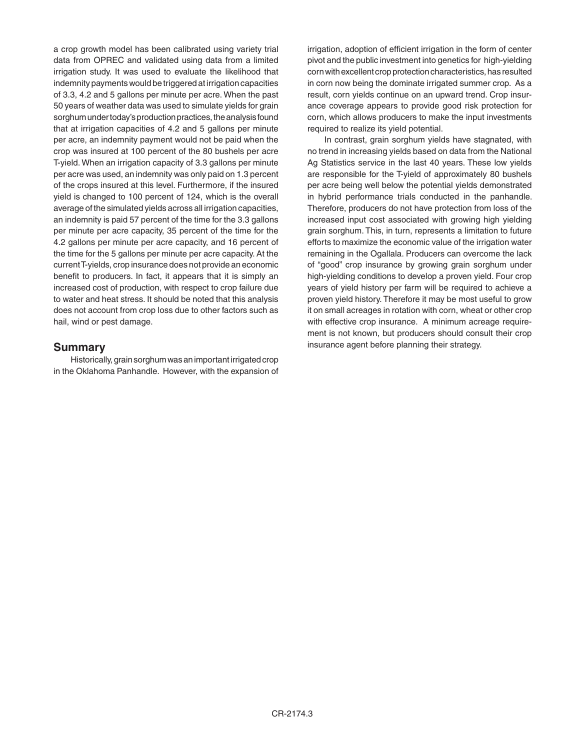a crop growth model has been calibrated using variety trial data from OPREC and validated using data from a limited irrigation study. It was used to evaluate the likelihood that indemnity payments would be triggered at irrigation capacities of 3.3, 4.2 and 5 gallons per minute per acre. When the past 50 years of weather data was used to simulate yields for grain sorghum under today's production practices, the analysis found that at irrigation capacities of 4.2 and 5 gallons per minute per acre, an indemnity payment would not be paid when the crop was insured at 100 percent of the 80 bushels per acre T-yield. When an irrigation capacity of 3.3 gallons per minute per acre was used, an indemnity was only paid on 1.3 percent of the crops insured at this level. Furthermore, if the insured yield is changed to 100 percent of 124, which is the overall average of the simulated yields across all irrigation capacities, an indemnity is paid 57 percent of the time for the 3.3 gallons per minute per acre capacity, 35 percent of the time for the 4.2 gallons per minute per acre capacity, and 16 percent of the time for the 5 gallons per minute per acre capacity. At the current T-yields, crop insurance does not provide an economic benefit to producers. In fact, it appears that it is simply an increased cost of production, with respect to crop failure due to water and heat stress. It should be noted that this analysis does not account from crop loss due to other factors such as hail, wind or pest damage.

## Summary

Historically, grain sorghum was an important irrigated crop in the Oklahoma Panhandle. However, with the expansion of irrigation, adoption of efficient irrigation in the form of center pivot and the public investment into genetics for high-yielding corn with excellent crop protection characteristics, has resulted in corn now being the dominate irrigated summer crop. As a result, corn yields continue on an upward trend. Crop insurance coverage appears to provide good risk protection for corn, which allows producers to make the input investments required to realize its yield potential.

In contrast, grain sorghum yields have stagnated, with no trend in increasing yields based on data from the National Ag Statistics service in the last 40 years. These low yields are responsible for the T-yield of approximately 80 bushels per acre being well below the potential yields demonstrated in hybrid performance trials conducted in the panhandle. Therefore, producers do not have protection from loss of the increased input cost associated with growing high yielding grain sorghum. This, in turn, represents a limitation to future efforts to maximize the economic value of the irrigation water remaining in the Ogallala. Producers can overcome the lack of "good" crop insurance by growing grain sorghum under high-yielding conditions to develop a proven yield. Four crop years of yield history per farm will be required to achieve a proven yield history. Therefore it may be most useful to grow it on small acreages in rotation with corn, wheat or other crop with effective crop insurance. A minimum acreage requirement is not known, but producers should consult their crop insurance agent before planning their strategy.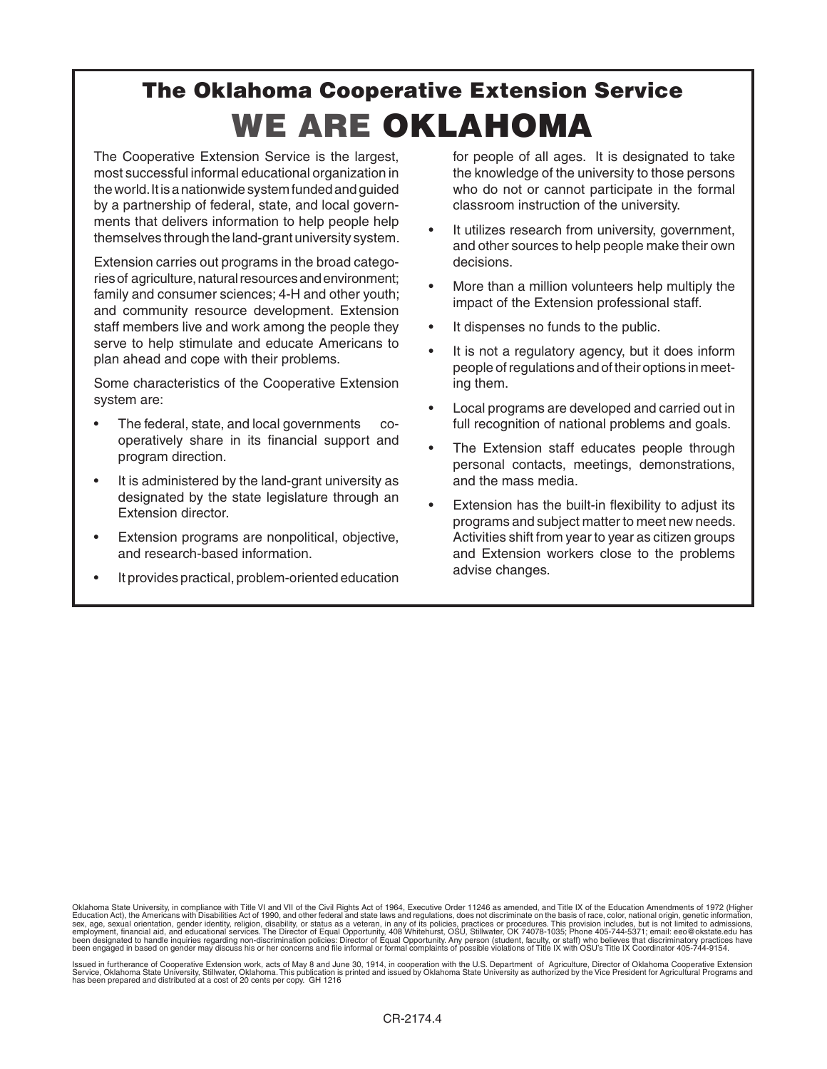# The Oklahoma Cooperative Extension Service

# WE ARE OKLAHOMA

The Cooperative Extension Service is the largest, most successful informal educational organization in the world. It is a nationwide system funded and guided by a partnership of federal, state, and local governments that delivers information to help people help themselves through the land-grant university system.

Extension carries out programs in the broad categories of agriculture, natural resources and environment; family and consumer sciences; 4-H and other youth; and community resource development. Extension staff members live and work among the people they serve to help stimulate and educate Americans to plan ahead and cope with their problems.

Some characteristics of the Cooperative Extension system are:

- The federal, state, and local governments cooperatively share in its financial support and program direction.
- It is administered by the land-grant university as designated by the state legislature through an Extension director.
- Extension programs are nonpolitical, objective, and research-based information.
- It provides practical, problem-oriented education for people of all ages. It is designated to take the knowledge of the university to those persons who do not or cannot participate in the formal classroom instruction of the university.
- It utilizes research from university, government, and other sources to help people make their own decisions.
- More than a million volunteers help multiply the impact of the Extension professional staff.
- It dispenses no funds to the public.
- It is not a regulatory agency, but it does inform people of regulations and of their options in meeting them.
- Local programs are developed and carried out in full recognition of national problems and goals.
- The Extension staff educates people through personal contacts, meetings, demonstrations, and the mass media.
- Extension has the built-in flexibility to adjust its programs and subject matter to meet new needs. Activities shift from year to year as citizen groups and Extension workers close to the problems advise changes.

Oklahoma State University, in compliance with Title VI and VII of the Civil Rights Act of 1964, Executive Order 11246 as amended, and Title IX of the Education Amendments of 1972 (Higher Education Act), the Americans with Disabilities Act of 1990, and other federal and state laws and regulations, does not discriminate on the basis of race, color, national origin, genetic information, sex, age, sexual orientation, gender identity, religion, disability, or status as a veteran, in any of its policies, practices or procedures. This provision includes, but is not limited to admissions, employment, financial aid, and educational services. The Director of Equal Opportunity, 408 Whitehurst, OSU, Stillwater, OK 74078-1035; Phone 405-744-5371; email: eeo@okstate.edu has been designated to handle inquiries regarding non-discrimination policies: Director of Equal Opportunity. Any person (student, faculty, or staff) who believes that discriminatory practices have been engaged in based on gender may discuss his or her concerns and file informal or formal complaints of possible violations of Title IX with OSU's Title IX Coordinator 405-744-9154.

Issued in furtherance of Cooperative Extension work, acts of May 8 and June 30, 1914, in cooperation with the U.S. Department of Agriculture, Director of Oklahoma Cooperative Extension Service, Oklahoma State University, Stillwater, Oklahoma. This publication is printed and issued by Oklahoma State University as authorized by the Vice President for Agricultural Programs and has been prepared and distributed at a cost of 20 cents per copy. GH 1216

CR-2174.4